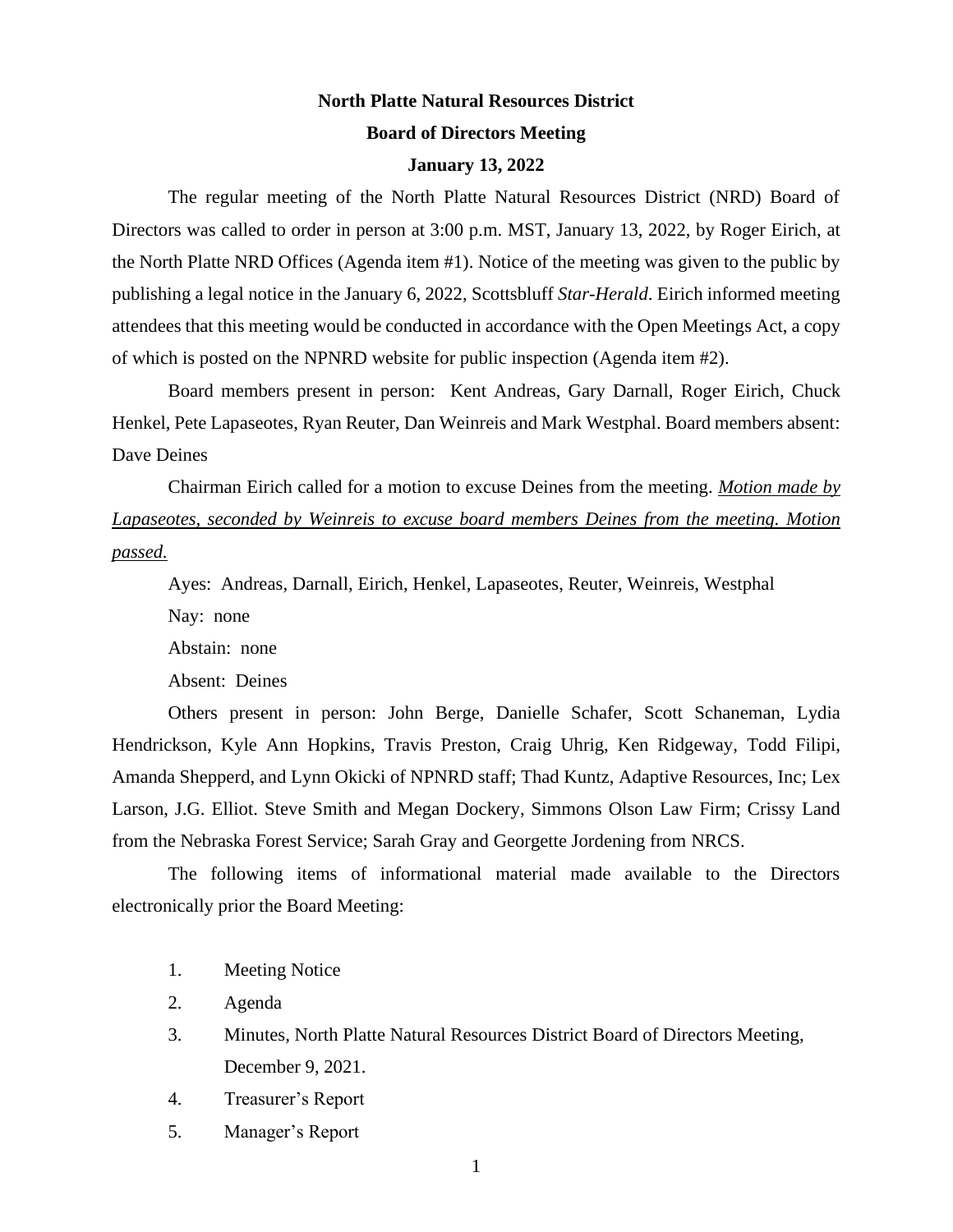**North Platte Natural Resources District**

**Board of Directors Meeting**

**January 13, 2022**

The regular meeting of the North Platte Natural Resources District (NRD) Board of Directors was called to order in person at 3:00 p.m. MST, January 13, 2022, by Roger Eirich, at the North Platte NRD Offices (Agenda item #1). Notice of the meeting was given to the public by publishing a legal notice in the January 6, 2022, Scottsbluff *Star-Herald*. Eirich informed meeting attendees that this meeting would be conducted in accordance with the Open Meetings Act, a copy of which is posted on the NPNRD website for public inspection (Agenda item #2).

Board members present in person: Kent Andreas, Gary Darnall, Roger Eirich, Chuck Henkel, Pete Lapaseotes, Ryan Reuter, Dan Weinreis and Mark Westphal. Board members absent: Dave Deines

Chairman Eirich called for a motion to excuse Deines from the meeting. _*Motion made by Lapaseotes, seconded by Weinreis to excuse board members Deines from the meeting. Motion passed.*_

Ayes: Andreas, Darnall, Eirich, Henkel, Lapaseotes, Reuter, Weinreis, Westphal

Nay: none

Abstain: none

Absent: Deines

Others present in person: John Berge, Danielle Schafer, Scott Schaneman, Lydia Hendrickson, Kyle Ann Hopkins, Travis Preston, Craig Uhrig, Ken Ridgeway, Todd Filipi, Amanda Shepperd, and Lynn Okicki of NPNRD staff; Thad Kuntz, Adaptive Resources, Inc; Lex Larson, J.G. Elliot. Steve Smith and Megan Dockery, Simmons Olson Law Firm; Crissy Land from the Nebraska Forest Service; Sarah Gray and Georgette Jordening from NRCS.

The following items of informational material made available to the Directors electronically prior the Board Meeting:

1. Meeting Notice
2. Agenda
3. Minutes, North Platte Natural Resources District Board of Directors Meeting, December 9, 2021.
4. Treasurer's Report
5. Manager's Report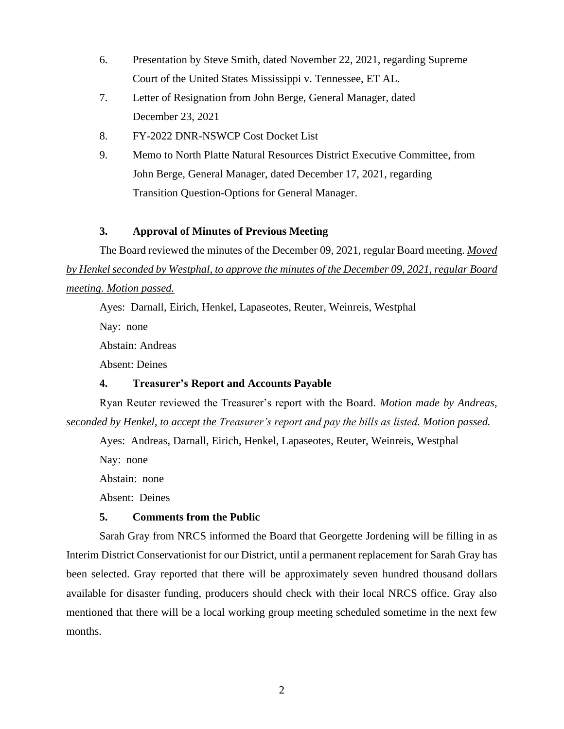6. Presentation by Steve Smith, dated November 22, 2021, regarding Supreme Court of the United States Mississippi v. Tennessee, ET AL.
7. Letter of Resignation from John Berge, General Manager, dated December 23, 2021
8. FY-2022 DNR-NSWCP Cost Docket List
9. Memo to North Platte Natural Resources District Executive Committee, from John Berge, General Manager, dated December 17, 2021, regarding Transition Question-Options for General Manager.

### 3. Approval of Minutes of Previous Meeting

The Board reviewed the minutes of the December 09, 2021, regular Board meeting. *Moved by Henkel seconded by Westphal, to approve the minutes of the December 09, 2021, regular Board meeting. Motion passed.*

Ayes: Darnall, Eirich, Henkel, Lapaseotes, Reuter, Weinreis, Westphal

Nay: none

Abstain: Andreas

Absent: Deines

### 4. Treasurer's Report and Accounts Payable

Ryan Reuter reviewed the Treasurer's report with the Board. *Motion made by Andreas, seconded by Henkel, to accept the Treasurer's report and pay the bills as listed. Motion passed.*

Ayes: Andreas, Darnall, Eirich, Henkel, Lapaseotes, Reuter, Weinreis, Westphal

Nay: none

Abstain: none

Absent: Deines

### 5. Comments from the Public

Sarah Gray from NRCS informed the Board that Georgette Jordening will be filling in as Interim District Conservationist for our District, until a permanent replacement for Sarah Gray has been selected. Gray reported that there will be approximately seven hundred thousand dollars available for disaster funding, producers should check with their local NRCS office. Gray also mentioned that there will be a local working group meeting scheduled sometime in the next few months.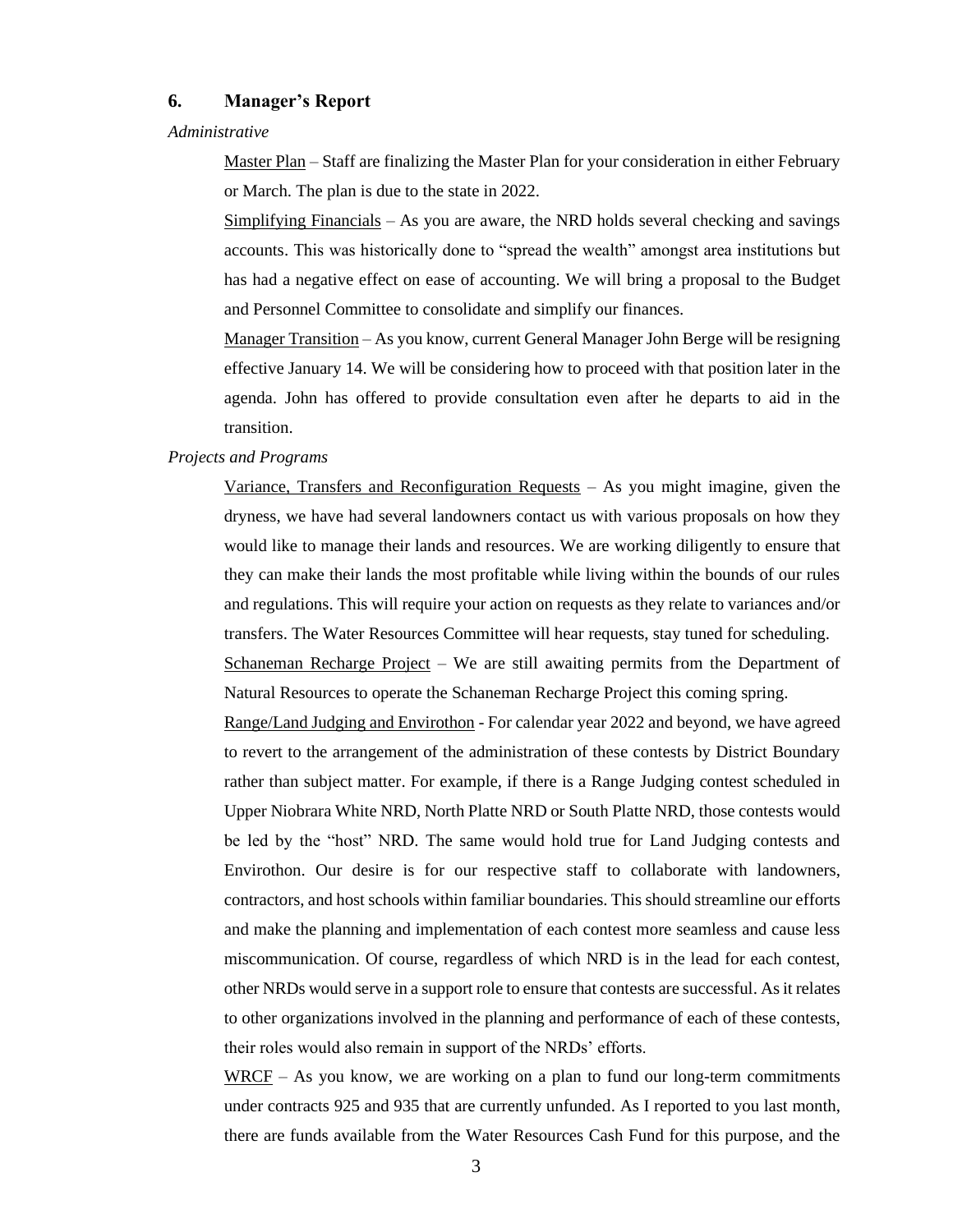## 6. Manager's Report

*Administrative*

Master Plan – Staff are finalizing the Master Plan for your consideration in either February or March. The plan is due to the state in 2022.

Simplifying Financials – As you are aware, the NRD holds several checking and savings accounts. This was historically done to "spread the wealth" amongst area institutions but has had a negative effect on ease of accounting. We will bring a proposal to the Budget and Personnel Committee to consolidate and simplify our finances.

Manager Transition – As you know, current General Manager John Berge will be resigning effective January 14. We will be considering how to proceed with that position later in the agenda. John has offered to provide consultation even after he departs to aid in the transition.

*Projects and Programs*

Variance, Transfers and Reconfiguration Requests – As you might imagine, given the dryness, we have had several landowners contact us with various proposals on how they would like to manage their lands and resources. We are working diligently to ensure that they can make their lands the most profitable while living within the bounds of our rules and regulations. This will require your action on requests as they relate to variances and/or transfers. The Water Resources Committee will hear requests, stay tuned for scheduling.

Schaneman Recharge Project – We are still awaiting permits from the Department of Natural Resources to operate the Schaneman Recharge Project this coming spring.

Range/Land Judging and Envirothon - For calendar year 2022 and beyond, we have agreed to revert to the arrangement of the administration of these contests by District Boundary rather than subject matter. For example, if there is a Range Judging contest scheduled in Upper Niobrara White NRD, North Platte NRD or South Platte NRD, those contests would be led by the "host" NRD. The same would hold true for Land Judging contests and Envirothon. Our desire is for our respective staff to collaborate with landowners, contractors, and host schools within familiar boundaries. This should streamline our efforts and make the planning and implementation of each contest more seamless and cause less miscommunication. Of course, regardless of which NRD is in the lead for each contest, other NRDs would serve in a support role to ensure that contests are successful. As it relates to other organizations involved in the planning and performance of each of these contests, their roles would also remain in support of the NRDs' efforts.

WRCF – As you know, we are working on a plan to fund our long-term commitments under contracts 925 and 935 that are currently unfunded. As I reported to you last month, there are funds available from the Water Resources Cash Fund for this purpose, and the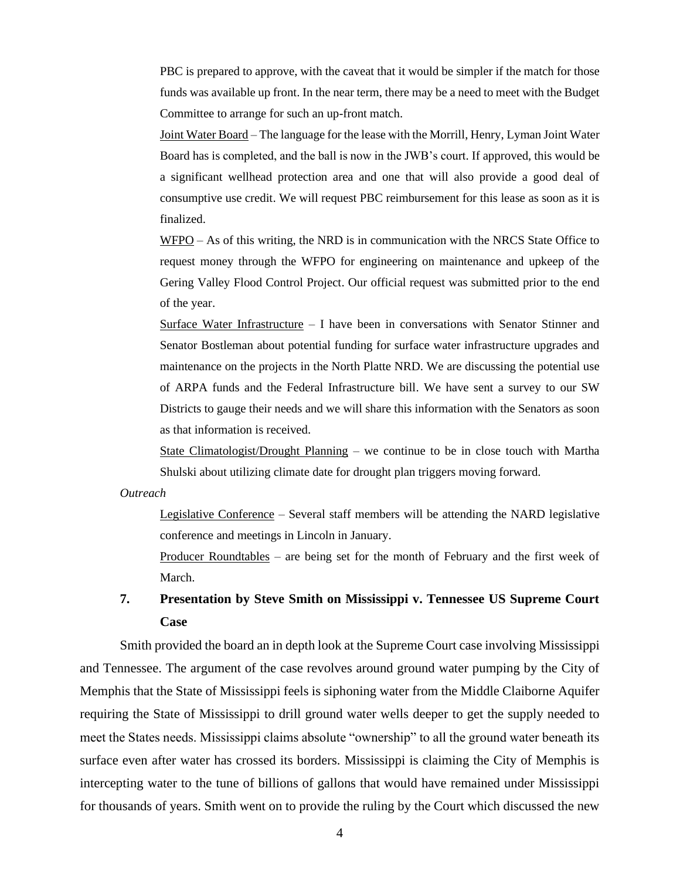PBC is prepared to approve, with the caveat that it would be simpler if the match for those funds was available up front. In the near term, there may be a need to meet with the Budget Committee to arrange for such an up-front match.

Joint Water Board – The language for the lease with the Morrill, Henry, Lyman Joint Water Board has is completed, and the ball is now in the JWB's court. If approved, this would be a significant wellhead protection area and one that will also provide a good deal of consumptive use credit. We will request PBC reimbursement for this lease as soon as it is finalized.

WFPO – As of this writing, the NRD is in communication with the NRCS State Office to request money through the WFPO for engineering on maintenance and upkeep of the Gering Valley Flood Control Project. Our official request was submitted prior to the end of the year.

Surface Water Infrastructure – I have been in conversations with Senator Stinner and Senator Bostleman about potential funding for surface water infrastructure upgrades and maintenance on the projects in the North Platte NRD. We are discussing the potential use of ARPA funds and the Federal Infrastructure bill. We have sent a survey to our SW Districts to gauge their needs and we will share this information with the Senators as soon as that information is received.

State Climatologist/Drought Planning – we continue to be in close touch with Martha Shulski about utilizing climate date for drought plan triggers moving forward.

*Outreach*

Legislative Conference – Several staff members will be attending the NARD legislative conference and meetings in Lincoln in January.

Producer Roundtables – are being set for the month of February and the first week of March.

## 7. Presentation by Steve Smith on Mississippi v. Tennessee US Supreme Court Case

Smith provided the board an in depth look at the Supreme Court case involving Mississippi and Tennessee. The argument of the case revolves around ground water pumping by the City of Memphis that the State of Mississippi feels is siphoning water from the Middle Claiborne Aquifer requiring the State of Mississippi to drill ground water wells deeper to get the supply needed to meet the States needs. Mississippi claims absolute "ownership" to all the ground water beneath its surface even after water has crossed its borders. Mississippi is claiming the City of Memphis is intercepting water to the tune of billions of gallons that would have remained under Mississippi for thousands of years. Smith went on to provide the ruling by the Court which discussed the new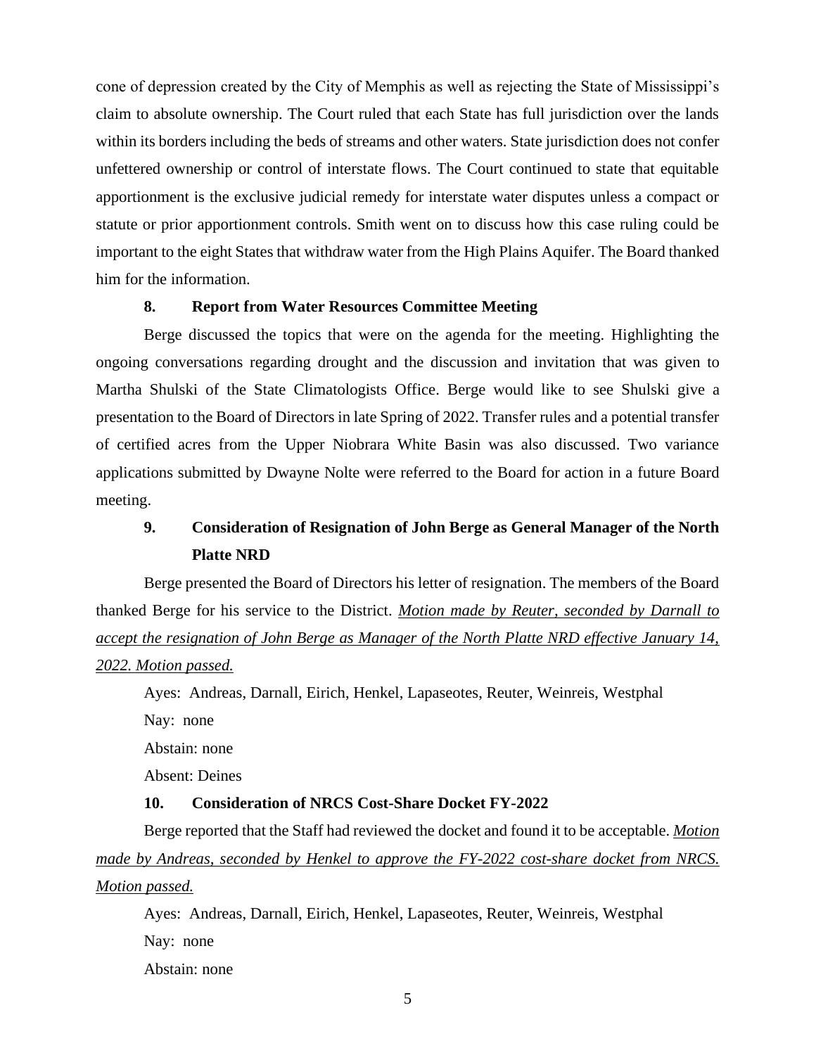cone of depression created by the City of Memphis as well as rejecting the State of Mississippi's claim to absolute ownership. The Court ruled that each State has full jurisdiction over the lands within its borders including the beds of streams and other waters. State jurisdiction does not confer unfettered ownership or control of interstate flows. The Court continued to state that equitable apportionment is the exclusive judicial remedy for interstate water disputes unless a compact or statute or prior apportionment controls. Smith went on to discuss how this case ruling could be important to the eight States that withdraw water from the High Plains Aquifer. The Board thanked him for the information.

**8. Report from Water Resources Committee Meeting**

Berge discussed the topics that were on the agenda for the meeting. Highlighting the ongoing conversations regarding drought and the discussion and invitation that was given to Martha Shulski of the State Climatologists Office. Berge would like to see Shulski give a presentation to the Board of Directors in late Spring of 2022. Transfer rules and a potential transfer of certified acres from the Upper Niobrara White Basin was also discussed. Two variance applications submitted by Dwayne Nolte were referred to the Board for action in a future Board meeting.

**9. Consideration of Resignation of John Berge as General Manager of the North Platte NRD**

Berge presented the Board of Directors his letter of resignation. The members of the Board thanked Berge for his service to the District. *Motion made by Reuter, seconded by Darnall to accept the resignation of John Berge as Manager of the North Platte NRD effective January 14, 2022. Motion passed.*

Ayes: Andreas, Darnall, Eirich, Henkel, Lapaseotes, Reuter, Weinreis, Westphal

Nay: none

Abstain: none

Absent: Deines

**10. Consideration of NRCS Cost-Share Docket FY-2022**

Berge reported that the Staff had reviewed the docket and found it to be acceptable. *Motion made by Andreas, seconded by Henkel to approve the FY-2022 cost-share docket from NRCS. Motion passed.*

Ayes: Andreas, Darnall, Eirich, Henkel, Lapaseotes, Reuter, Weinreis, Westphal

Nay: none

Abstain: none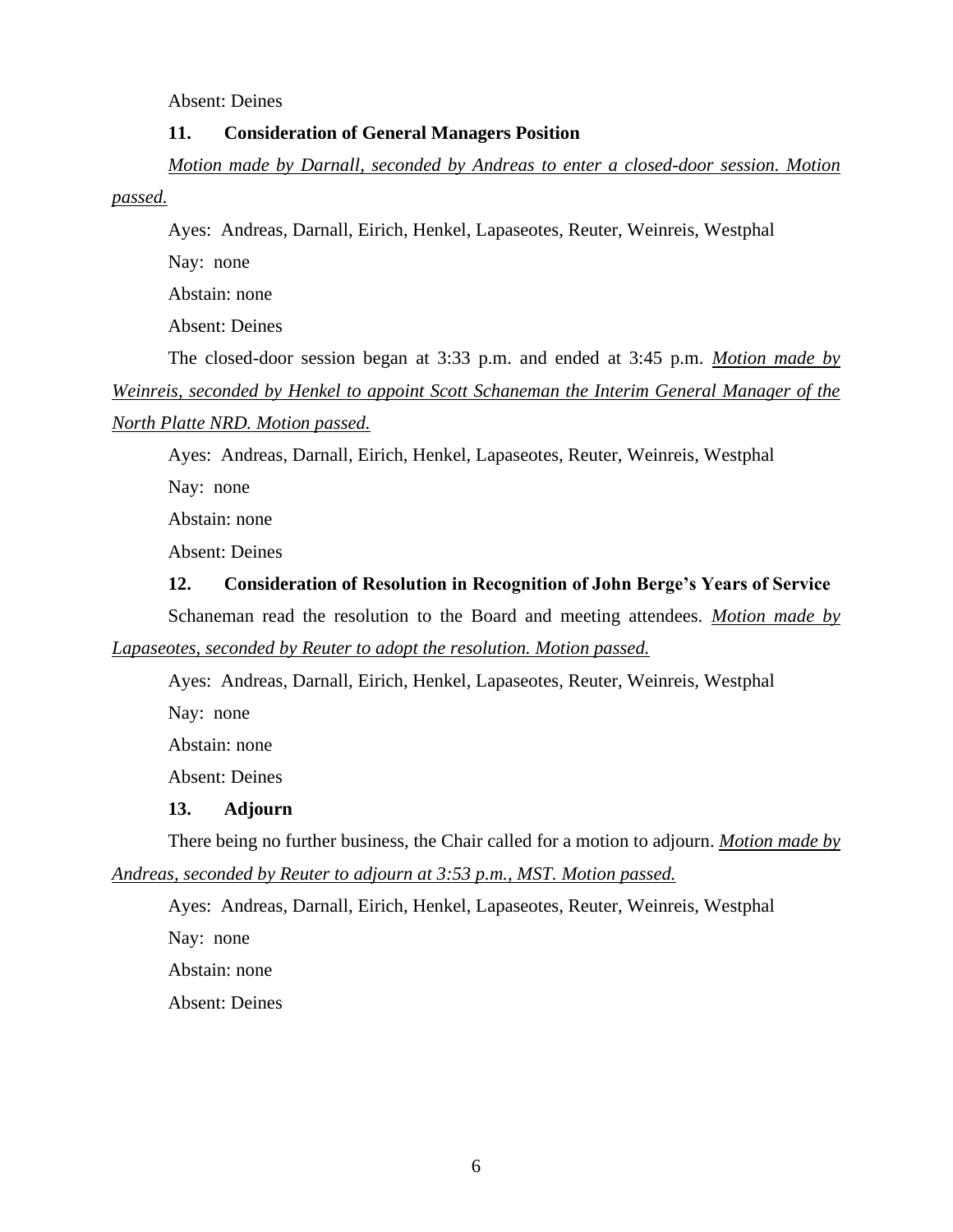Absent: Deines

**11. Consideration of General Managers Position**

*Motion made by Darnall, seconded by Andreas to enter a closed-door session. Motion passed.*

Ayes: Andreas, Darnall, Eirich, Henkel, Lapaseotes, Reuter, Weinreis, Westphal

Nay: none

Abstain: none

Absent: Deines

The closed-door session began at 3:33 p.m. and ended at 3:45 p.m. *Motion made by Weinreis, seconded by Henkel to appoint Scott Schaneman the Interim General Manager of the North Platte NRD. Motion passed.*

Ayes: Andreas, Darnall, Eirich, Henkel, Lapaseotes, Reuter, Weinreis, Westphal

Nay: none

Abstain: none

Absent: Deines

**12. Consideration of Resolution in Recognition of John Berge's Years of Service**

Schaneman read the resolution to the Board and meeting attendees. *Motion made by Lapaseotes, seconded by Reuter to adopt the resolution. Motion passed.*

Ayes: Andreas, Darnall, Eirich, Henkel, Lapaseotes, Reuter, Weinreis, Westphal

Nay: none

Abstain: none

Absent: Deines

**13. Adjourn**

There being no further business, the Chair called for a motion to adjourn. *Motion made by Andreas, seconded by Reuter to adjourn at 3:53 p.m., MST. Motion passed.*

Ayes: Andreas, Darnall, Eirich, Henkel, Lapaseotes, Reuter, Weinreis, Westphal

Nay: none

Abstain: none

Absent: Deines